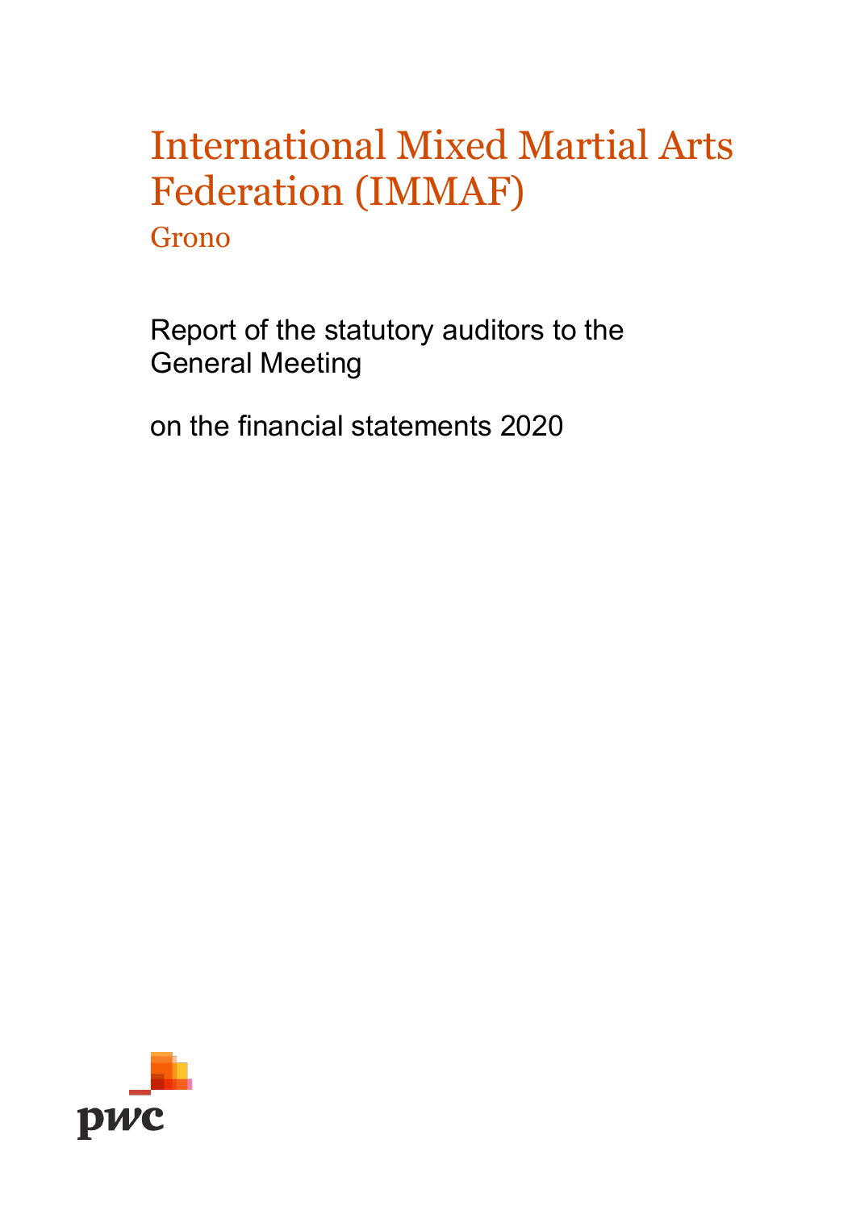# International Mixed Martial Arts Federation (IMMAF)

Grono

Report of the statutory auditors to the General Meeting

on the financial statements 2020

pwc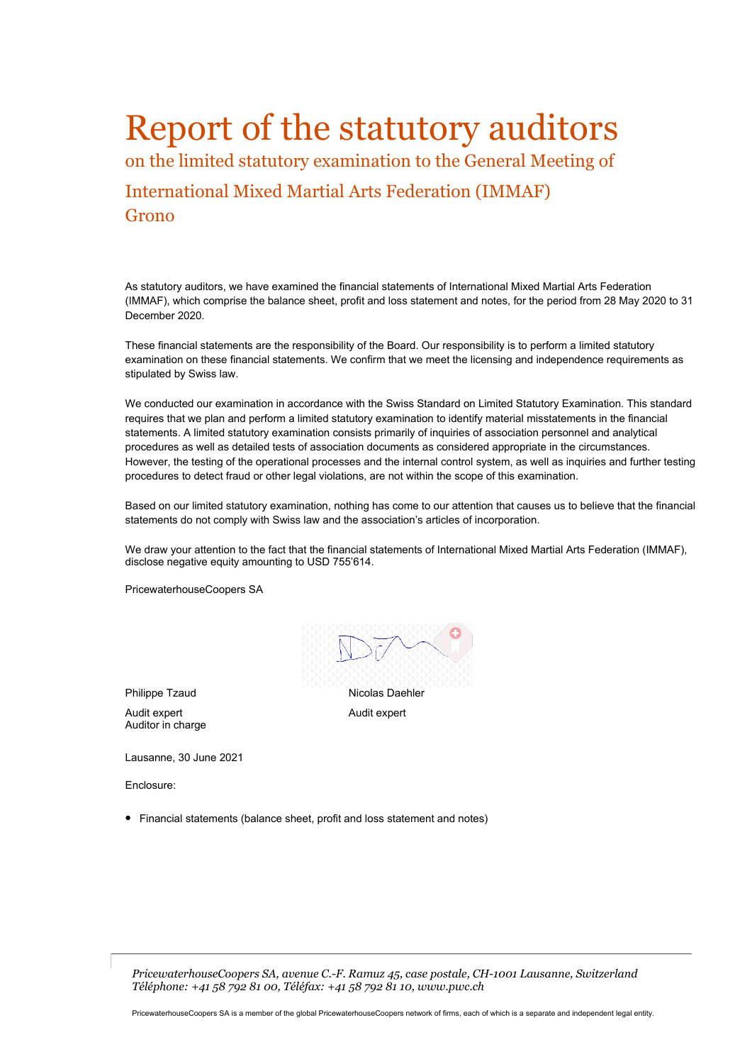# Report of the statutory auditors

## on the limited statutory examination to the General Meeting of International Mixed Martial Arts Federation (IMMAF) Grono

As statutory auditors, we have examined the financial statements of International Mixed Martial Arts Federation (IMMAF), which comprise the balance sheet, profit and loss statement and notes, for the period from 28 May 2020 to 31 December 2020.

These financial statements are the responsibility of the Board. Our responsibility is to perform a limited statutory examination on these financial statements. We confirm that we meet the licensing and independence requirements as stipulated by Swiss law.

We conducted our examination in accordance with the Swiss Standard on Limited Statutory Examination. This standard requires that we plan and perform a limited statutory examination to identify material misstatements in the financial statements. A limited statutory examination consists primarily of inquiries of association personnel and analytical procedures as well as detailed tests of association documents as considered appropriate in the circumstances. However, the testing of the operational processes and the internal control system, as well as inquiries and further testing procedures to detect fraud or other legal violations, are not within the scope of this examination.

Based on our limited statutory examination, nothing has come to our attention that causes us to believe that the financial statements do not comply with Swiss law and the association's articles of incorporation.

We draw your attention to the fact that the financial statements of International Mixed Martial Arts Federation (IMMAF), disclose negative equity amounting to USD 755'614.

PricewaterhouseCoopers SA

| Philippe Tzaud | Nicolas Daehler |
|---|---|
| Audit expert<br>Auditor in charge | Audit expert |

Lausanne, 30 June 2021

Enclosure:

- Financial statements (balance sheet, profit and loss statement and notes)

*PricewaterhouseCoopers SA, avenue C.-F. Ramuz 45, case postale, CH-1001 Lausanne, Switzerland*
*Téléphone: +41 58 792 81 00, Téléfax: +41 58 792 81 10, www.pwc.ch*

PricewaterhouseCoopers SA is a member of the global PricewaterhouseCoopers network of firms, each of which is a separate and independent legal entity.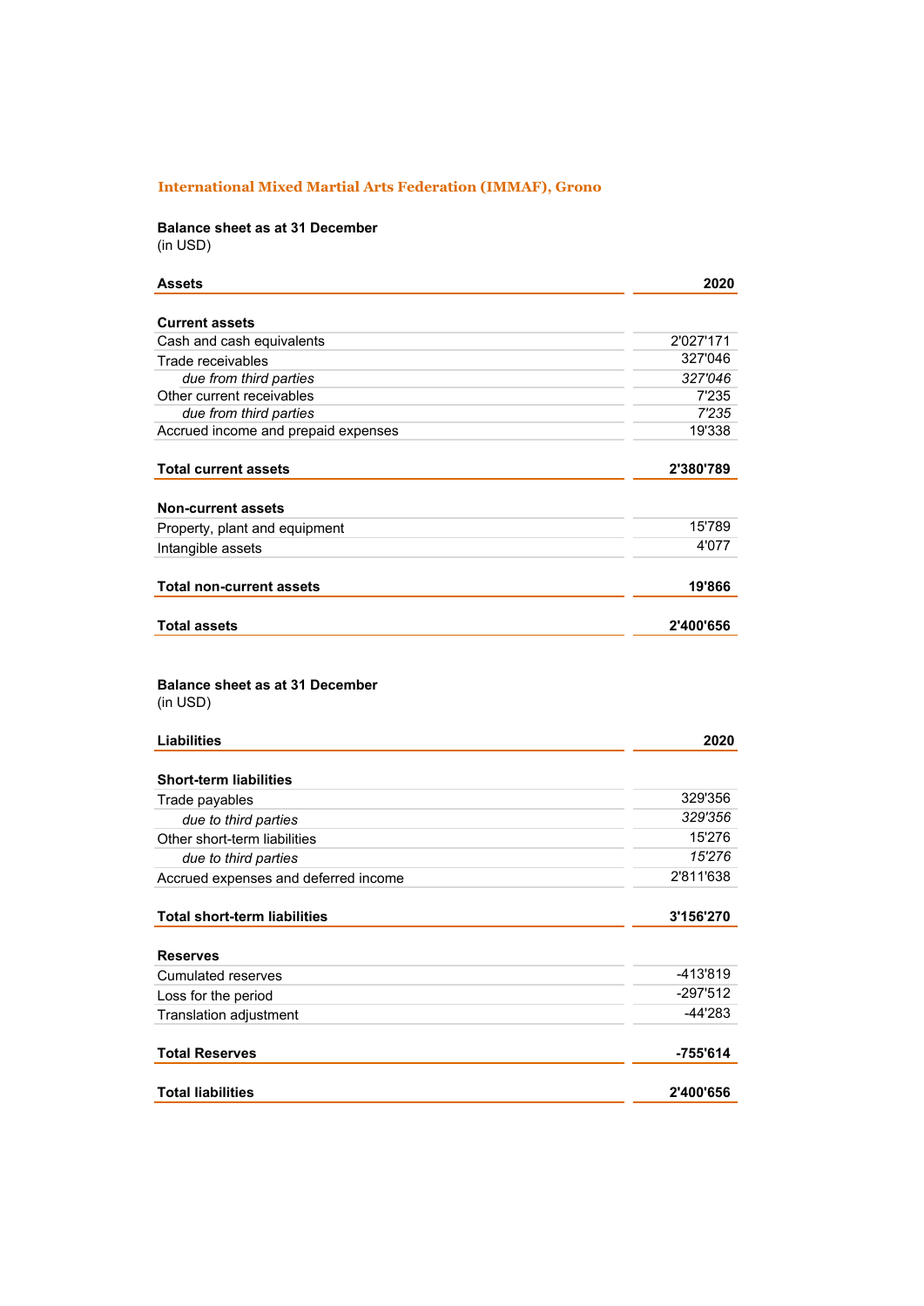## International Mixed Martial Arts Federation (IMMAF), Grono

**Balance sheet as at 31 December**
(in USD)

| **Assets** | **2020** |
|---|---|
| **Current assets** | |
| Cash and cash equivalents | 2'027'171 |
| Trade receivables | 327'046 |
| *due from third parties* | *327'046* |
| Other current receivables | 7'235 |
| *due from third parties* | *7'235* |
| Accrued income and prepaid expenses | 19'338 |
| **Total current assets** | **2'380'789** |
| **Non-current assets** | |
| Property, plant and equipment | 15'789 |
| Intangible assets | 4'077 |
| **Total non-current assets** | **19'866** |
| **Total assets** | **2'400'656** |

**Balance sheet as at 31 December**
(in USD)

| **Liabilities** | **2020** |
|---|---|
| **Short-term liabilities** | |
| Trade payables | 329'356 |
| *due to third parties* | *329'356* |
| Other short-term liabilities | 15'276 |
| *due to third parties* | *15'276* |
| Accrued expenses and deferred income | 2'811'638 |
| **Total short-term liabilities** | **3'156'270** |
| **Reserves** | |
| Cumulated reserves | -413'819 |
| Loss for the period | -297'512 |
| Translation adjustment | -44'283 |
| **Total Reserves** | **-755'614** |
| **Total liabilities** | **2'400'656** |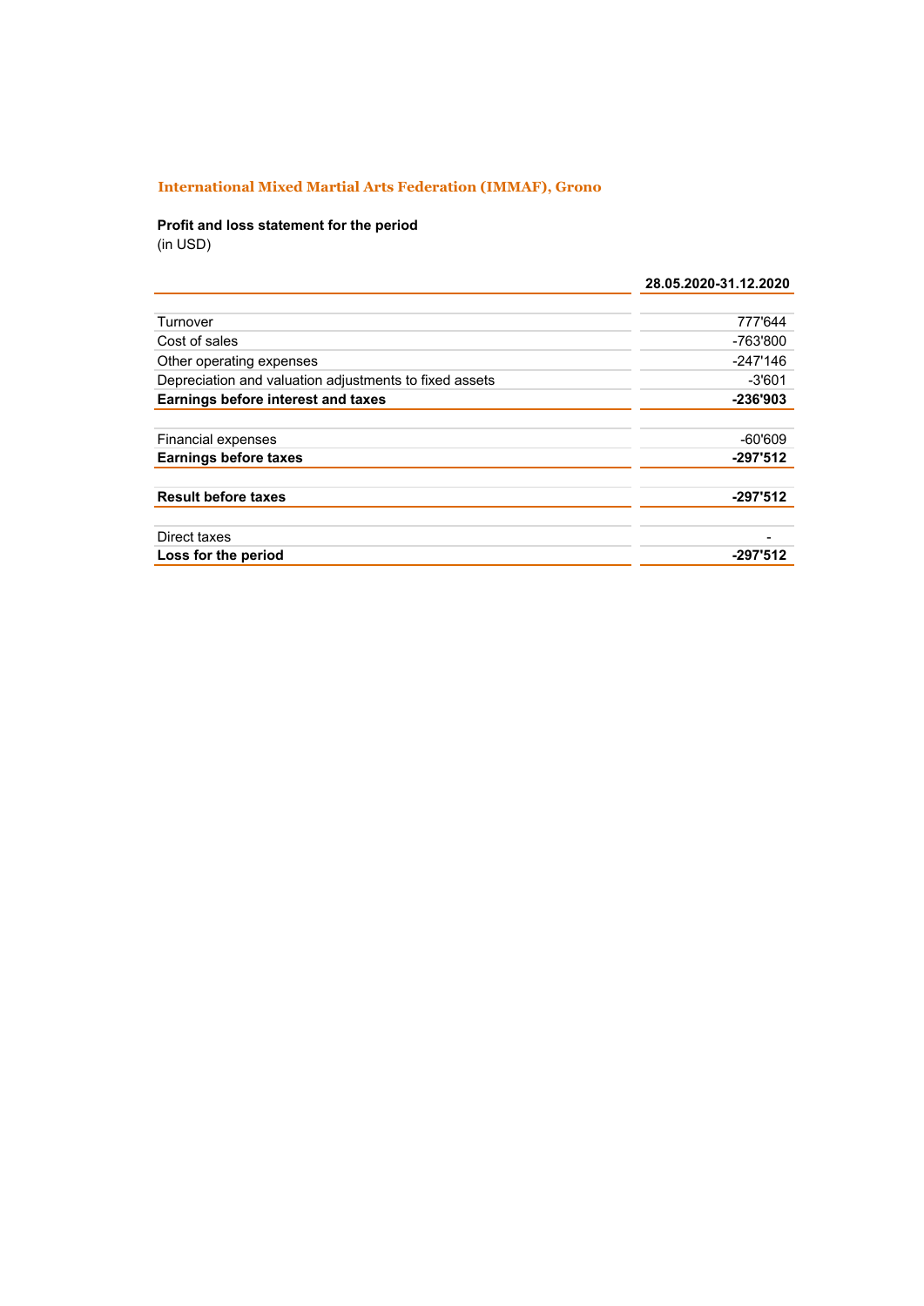## International Mixed Martial Arts Federation (IMMAF), Grono

**Profit and loss statement for the period**
(in USD)

| | 28.05.2020-31.12.2020 |
|---|---:|
| Turnover | 777'644 |
| Cost of sales | -763'800 |
| Other operating expenses | -247'146 |
| Depreciation and valuation adjustments to fixed assets | -3'601 |
| **Earnings before interest and taxes** | **-236'903** |
| | |
| Financial expenses | -60'609 |
| **Earnings before taxes** | **-297'512** |
| | |
| **Result before taxes** | **-297'512** |
| | |
| Direct taxes | - |
| **Loss for the period** | **-297'512** |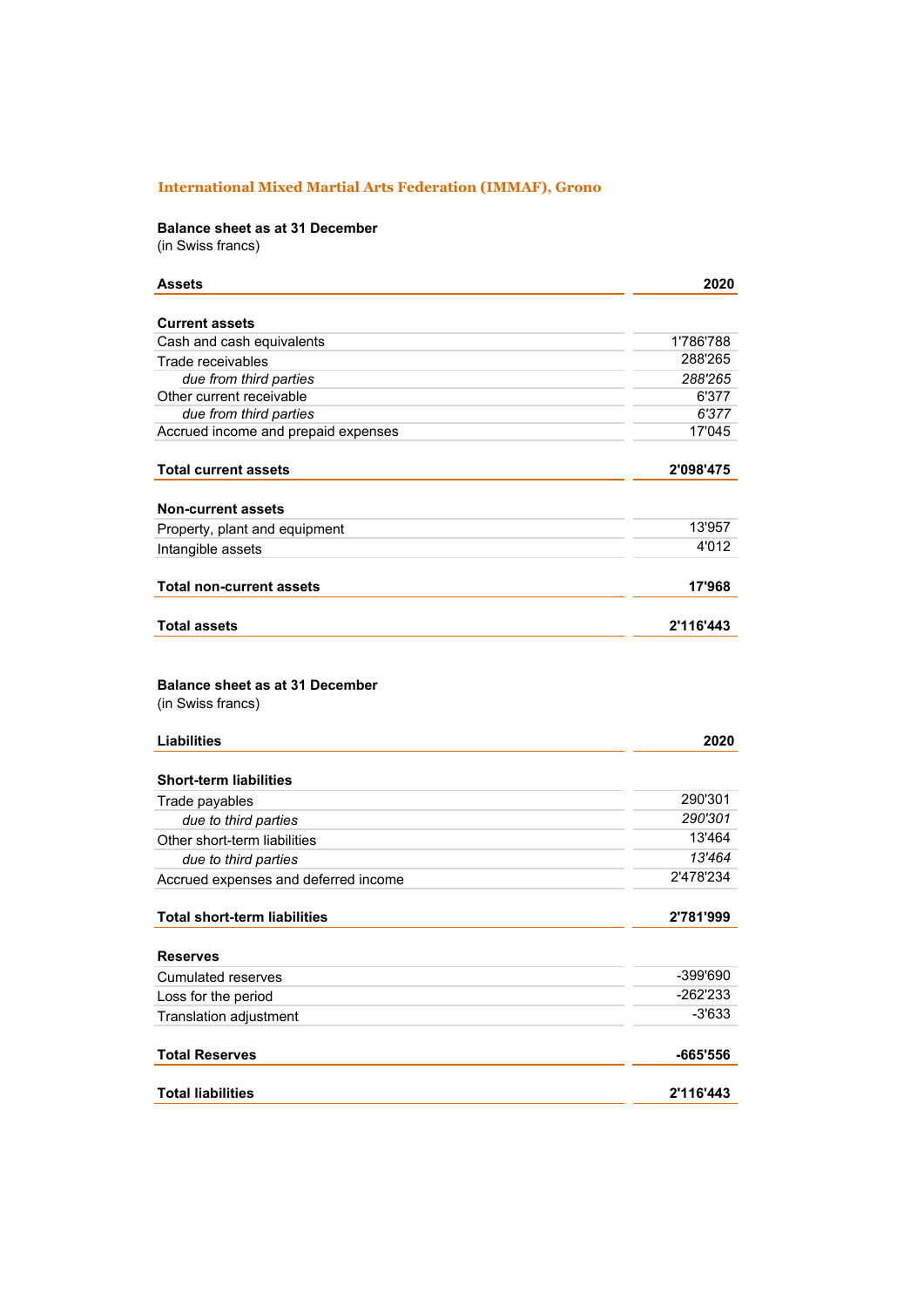## International Mixed Martial Arts Federation (IMMAF), Grono

**Balance sheet as at 31 December**
(in Swiss francs)

| **Assets** | **2020** |
|---|---:|
| **Current assets** | |
| Cash and cash equivalents | 1'786'788 |
| Trade receivables | 288'265 |
| *due from third parties* | *288'265* |
| Other current receivable | 6'377 |
| *due from third parties* | *6'377* |
| Accrued income and prepaid expenses | 17'045 |
| **Total current assets** | **2'098'475** |
| **Non-current assets** | |
| Property, plant and equipment | 13'957 |
| Intangible assets | 4'012 |
| **Total non-current assets** | **17'968** |
| **Total assets** | **2'116'443** |

**Balance sheet as at 31 December**
(in Swiss francs)

| **Liabilities** | **2020** |
|---|---:|
| **Short-term liabilities** | |
| Trade payables | 290'301 |
| *due to third parties* | *290'301* |
| Other short-term liabilities | 13'464 |
| *due to third parties* | *13'464* |
| Accrued expenses and deferred income | 2'478'234 |
| **Total short-term liabilities** | **2'781'999** |
| **Reserves** | |
| Cumulated reserves | -399'690 |
| Loss for the period | -262'233 |
| Translation adjustment | -3'633 |
| **Total Reserves** | **-665'556** |
| **Total liabilities** | **2'116'443** |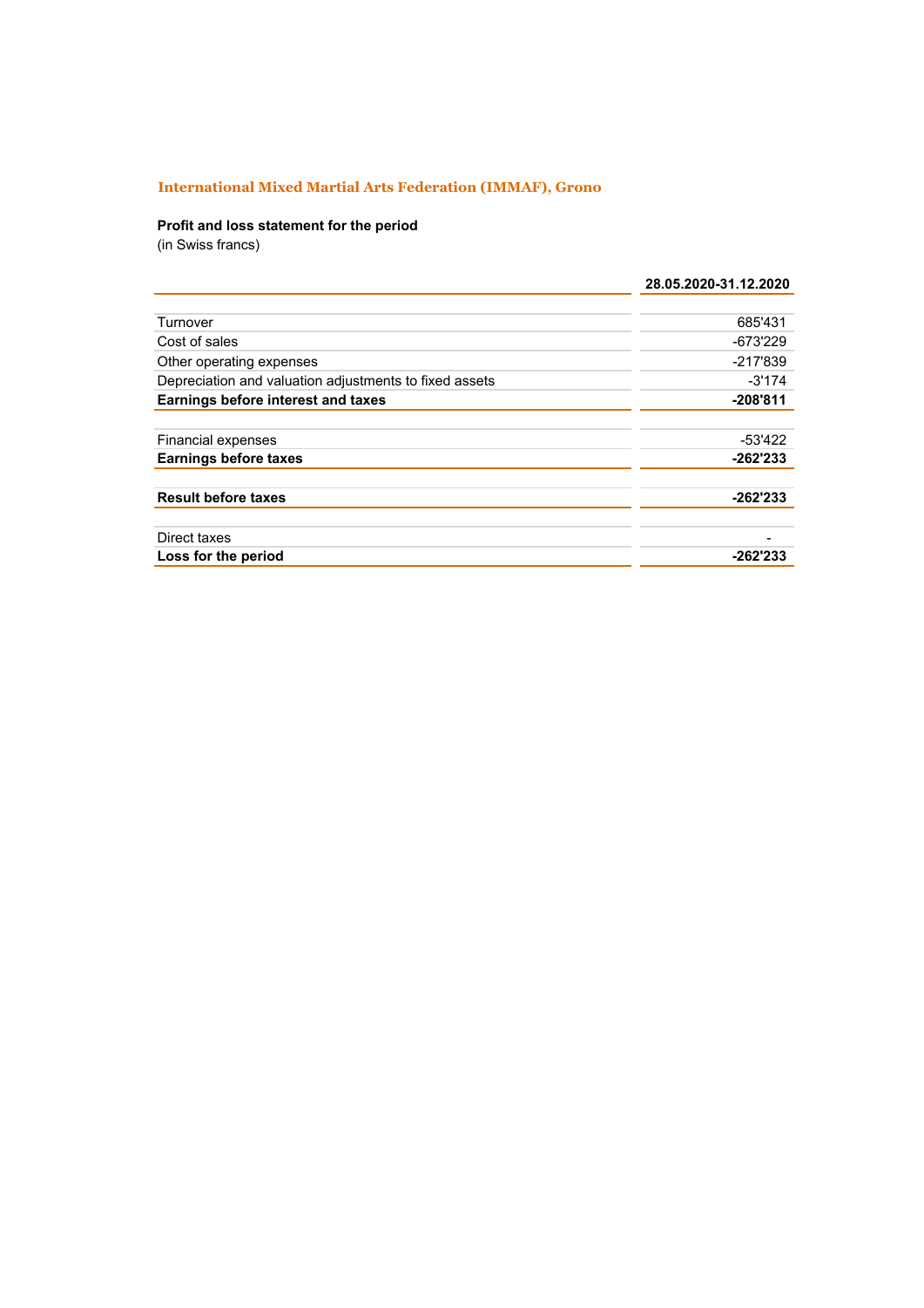## International Mixed Martial Arts Federation (IMMAF), Grono

**Profit and loss statement for the period**
(in Swiss francs)

| | 28.05.2020-31.12.2020 |
|---|---:|
| Turnover | 685'431 |
| Cost of sales | -673'229 |
| Other operating expenses | -217'839 |
| Depreciation and valuation adjustments to fixed assets | -3'174 |
| **Earnings before interest and taxes** | **-208'811** |
| | |
| Financial expenses | -53'422 |
| **Earnings before taxes** | **-262'233** |
| | |
| **Result before taxes** | **-262'233** |
| | |
| Direct taxes | - |
| **Loss for the period** | **-262'233** |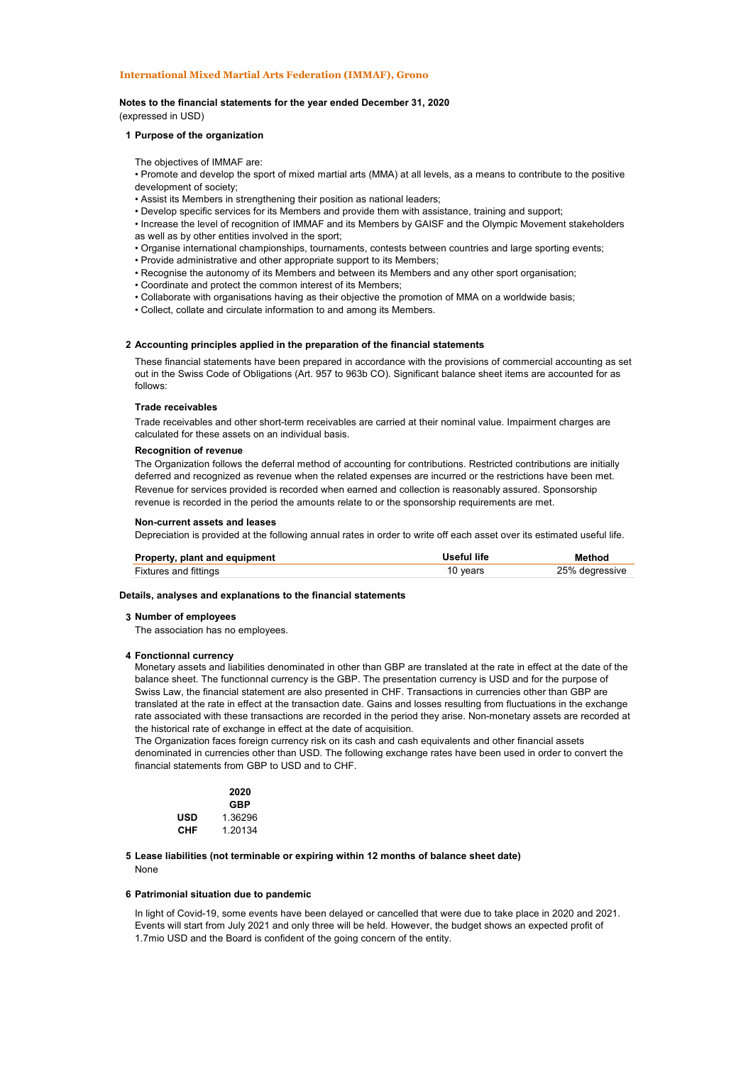International Mixed Martial Arts Federation (IMMAF), Grono

**Notes to the financial statements for the year ended December 31, 2020**
(expressed in USD)

## 1 Purpose of the organization

The objectives of IMMAF are:

- Promote and develop the sport of mixed martial arts (MMA) at all levels, as a means to contribute to the positive development of society;
- Assist its Members in strengthening their position as national leaders;
- Develop specific services for its Members and provide them with assistance, training and support;
- Increase the level of recognition of IMMAF and its Members by GAISF and the Olympic Movement stakeholders as well as by other entities involved in the sport;
- Organise international championships, tournaments, contests between countries and large sporting events;
- Provide administrative and other appropriate support to its Members;
- Recognise the autonomy of its Members and between its Members and any other sport organisation;
- Coordinate and protect the common interest of its Members;
- Collaborate with organisations having as their objective the promotion of MMA on a worldwide basis;
- Collect, collate and circulate information to and among its Members.

## 2 Accounting principles applied in the preparation of the financial statements

These financial statements have been prepared in accordance with the provisions of commercial accounting as set out in the Swiss Code of Obligations (Art. 957 to 963b CO). Significant balance sheet items are accounted for as follows:

### Trade receivables

Trade receivables and other short-term receivables are carried at their nominal value. Impairment charges are calculated for these assets on an individual basis.

### Recognition of revenue

The Organization follows the deferral method of accounting for contributions. Restricted contributions are initially deferred and recognized as revenue when the related expenses are incurred or the restrictions have been met. Revenue for services provided is recorded when earned and collection is reasonably assured. Sponsorship revenue is recorded in the period the amounts relate to or the sponsorship requirements are met.

### Non-current assets and leases

Depreciation is provided at the following annual rates in order to write off each asset over its estimated useful life.

| Property, plant and equipment | Useful life | Method |
|---|---|---|
| Fixtures and fittings | 10 years | 25% degressive |

## Details, analyses and explanations to the financial statements

## 3 Number of employees

The association has no employees.

## 4 Fonctionnal currency

Monetary assets and liabilities denominated in other than GBP are translated at the rate in effect at the date of the balance sheet. The functionnal currency is the GBP. The presentation currency is USD and for the purpose of Swiss Law, the financial statement are also presented in CHF. Transactions in currencies other than GBP are translated at the rate in effect at the transaction date. Gains and losses resulting from fluctuations in the exchange rate associated with these transactions are recorded in the period they arise. Non-monetary assets are recorded at the historical rate of exchange in effect at the date of acquisition.

The Organization faces foreign currency risk on its cash and cash equivalents and other financial assets denominated in currencies other than USD. The following exchange rates have been used in order to convert the financial statements from GBP to USD and to CHF.

| | 2020 |
|---|---|
| | GBP |
| USD | 1.36296 |
| CHF | 1.20134 |

## 5 Lease liabilities (not terminable or expiring within 12 months of balance sheet date)

None

## 6 Patrimonial situation due to pandemic

In light of Covid-19, some events have been delayed or cancelled that were due to take place in 2020 and 2021. Events will start from July 2021 and only three will be held. However, the budget shows an expected profit of 1.7mio USD and the Board is confident of the going concern of the entity.